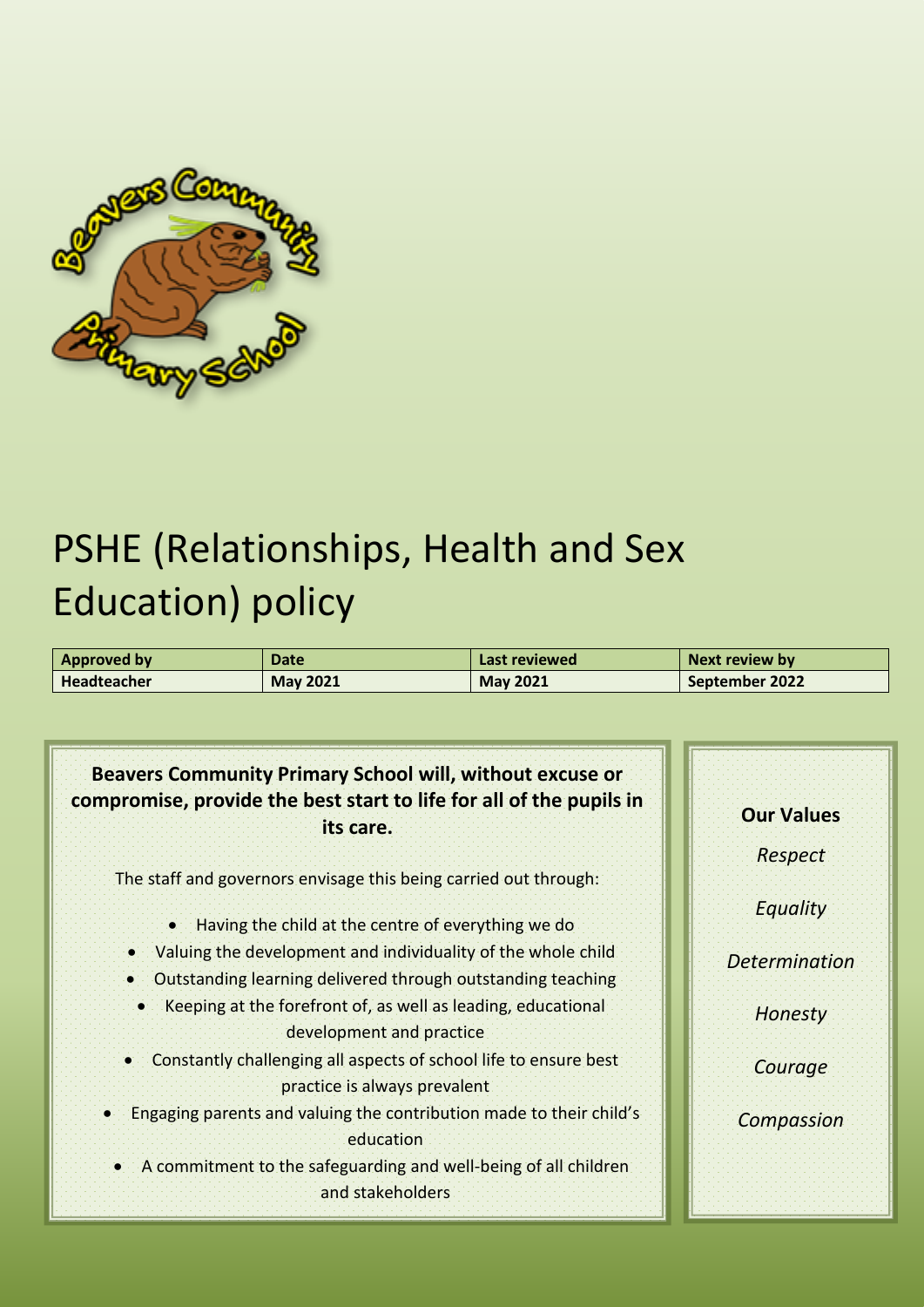# PSHE (Relationships, Health and Sex Education) policy

| Approved by | Date | Last reviewed | Next review by |
|---|---|---|---|
| Headteacher | May 2021 | May 2021 | September 2022 |

**Beavers Community Primary School will, without excuse or compromise, provide the best start to life for all of the pupils in its care.**

The staff and governors envisage this being carried out through:

- Having the child at the centre of everything we do
- Valuing the development and individuality of the whole child
- Outstanding learning delivered through outstanding teaching
- Keeping at the forefront of, as well as leading, educational development and practice
- Constantly challenging all aspects of school life to ensure best practice is always prevalent
- Engaging parents and valuing the contribution made to their child's education
- A commitment to the safeguarding and well-being of all children and stakeholders

**Our Values**

*Respect*

*Equality*

*Determination*

*Honesty*

*Courage*

*Compassion*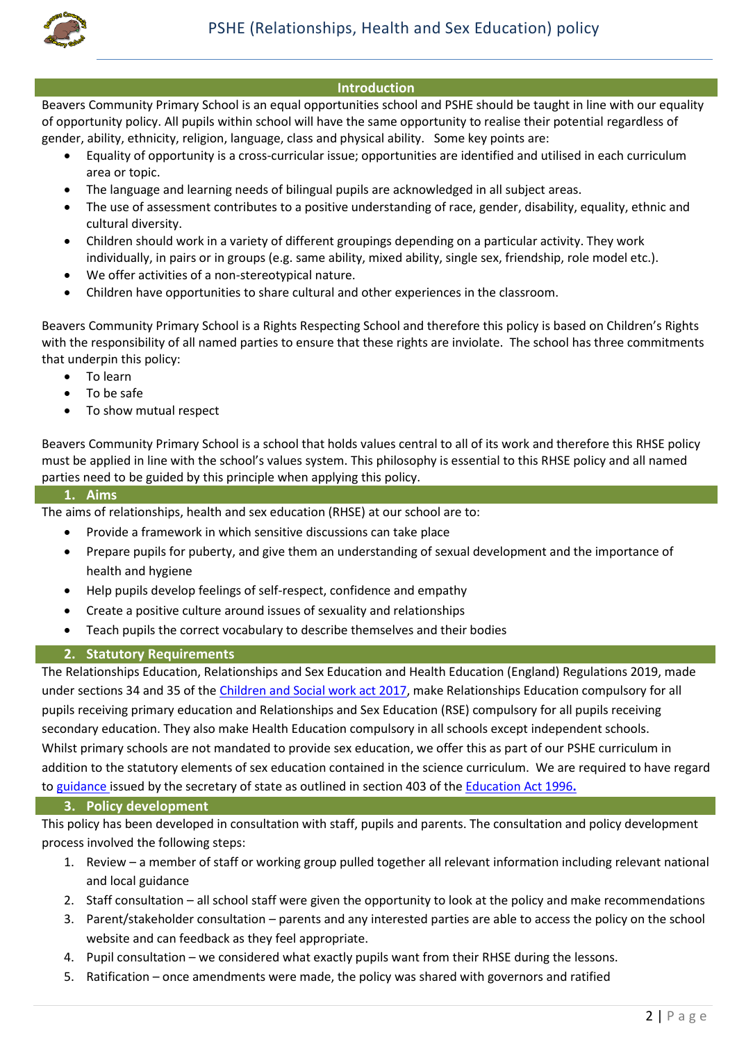## Introduction

Beavers Community Primary School is an equal opportunities school and PSHE should be taught in line with our equality of opportunity policy. All pupils within school will have the same opportunity to realise their potential regardless of gender, ability, ethnicity, religion, language, class and physical ability. Some key points are:

- Equality of opportunity is a cross-curricular issue; opportunities are identified and utilised in each curriculum area or topic.
- The language and learning needs of bilingual pupils are acknowledged in all subject areas.
- The use of assessment contributes to a positive understanding of race, gender, disability, equality, ethnic and cultural diversity.
- Children should work in a variety of different groupings depending on a particular activity. They work individually, in pairs or in groups (e.g. same ability, mixed ability, single sex, friendship, role model etc.).
- We offer activities of a non-stereotypical nature.
- Children have opportunities to share cultural and other experiences in the classroom.

Beavers Community Primary School is a Rights Respecting School and therefore this policy is based on Children's Rights with the responsibility of all named parties to ensure that these rights are inviolate. The school has three commitments that underpin this policy:

- To learn
- To be safe
- To show mutual respect

Beavers Community Primary School is a school that holds values central to all of its work and therefore this RHSE policy must be applied in line with the school's values system. This philosophy is essential to this RHSE policy and all named parties need to be guided by this principle when applying this policy.

## 1. Aims

The aims of relationships, health and sex education (RHSE) at our school are to:

- Provide a framework in which sensitive discussions can take place
- Prepare pupils for puberty, and give them an understanding of sexual development and the importance of health and hygiene
- Help pupils develop feelings of self-respect, confidence and empathy
- Create a positive culture around issues of sexuality and relationships
- Teach pupils the correct vocabulary to describe themselves and their bodies

## 2. Statutory Requirements

The Relationships Education, Relationships and Sex Education and Health Education (England) Regulations 2019, made under sections 34 and 35 of the Children and Social work act 2017, make Relationships Education compulsory for all pupils receiving primary education and Relationships and Sex Education (RSE) compulsory for all pupils receiving secondary education. They also make Health Education compulsory in all schools except independent schools.
Whilst primary schools are not mandated to provide sex education, we offer this as part of our PSHE curriculum in addition to the statutory elements of sex education contained in the science curriculum. We are required to have regard to guidance issued by the secretary of state as outlined in section 403 of the Education Act 1996.

## 3. Policy development

This policy has been developed in consultation with staff, pupils and parents. The consultation and policy development process involved the following steps:

1. Review – a member of staff or working group pulled together all relevant information including relevant national and local guidance
2. Staff consultation – all school staff were given the opportunity to look at the policy and make recommendations
3. Parent/stakeholder consultation – parents and any interested parties are able to access the policy on the school website and can feedback as they feel appropriate.
4. Pupil consultation – we considered what exactly pupils want from their RHSE during the lessons.
5. Ratification – once amendments were made, the policy was shared with governors and ratified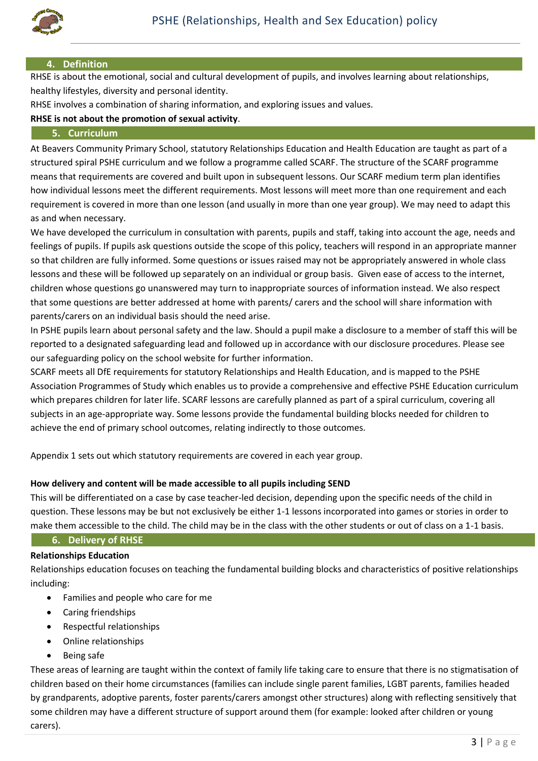## 4. Definition

RHSE is about the emotional, social and cultural development of pupils, and involves learning about relationships, healthy lifestyles, diversity and personal identity.

RHSE involves a combination of sharing information, and exploring issues and values.

**RHSE is not about the promotion of sexual activity**.

## 5. Curriculum

At Beavers Community Primary School, statutory Relationships Education and Health Education are taught as part of a structured spiral PSHE curriculum and we follow a programme called SCARF. The structure of the SCARF programme means that requirements are covered and built upon in subsequent lessons. Our SCARF medium term plan identifies how individual lessons meet the different requirements. Most lessons will meet more than one requirement and each requirement is covered in more than one lesson (and usually in more than one year group). We may need to adapt this as and when necessary.

We have developed the curriculum in consultation with parents, pupils and staff, taking into account the age, needs and feelings of pupils. If pupils ask questions outside the scope of this policy, teachers will respond in an appropriate manner so that children are fully informed. Some questions or issues raised may not be appropriately answered in whole class lessons and these will be followed up separately on an individual or group basis. Given ease of access to the internet, children whose questions go unanswered may turn to inappropriate sources of information instead. We also respect that some questions are better addressed at home with parents/ carers and the school will share information with parents/carers on an individual basis should the need arise.

In PSHE pupils learn about personal safety and the law. Should a pupil make a disclosure to a member of staff this will be reported to a designated safeguarding lead and followed up in accordance with our disclosure procedures. Please see our safeguarding policy on the school website for further information.

SCARF meets all DfE requirements for statutory Relationships and Health Education, and is mapped to the PSHE Association Programmes of Study which enables us to provide a comprehensive and effective PSHE Education curriculum which prepares children for later life. SCARF lessons are carefully planned as part of a spiral curriculum, covering all subjects in an age-appropriate way. Some lessons provide the fundamental building blocks needed for children to achieve the end of primary school outcomes, relating indirectly to those outcomes.

Appendix 1 sets out which statutory requirements are covered in each year group.

**How delivery and content will be made accessible to all pupils including SEND**

This will be differentiated on a case by case teacher-led decision, depending upon the specific needs of the child in question. These lessons may be but not exclusively be either 1-1 lessons incorporated into games or stories in order to make them accessible to the child. The child may be in the class with the other students or out of class on a 1-1 basis.

## 6. Delivery of RHSE

**Relationships Education**

Relationships education focuses on teaching the fundamental building blocks and characteristics of positive relationships including:

- Families and people who care for me
- Caring friendships
- Respectful relationships
- Online relationships
- Being safe

These areas of learning are taught within the context of family life taking care to ensure that there is no stigmatisation of children based on their home circumstances (families can include single parent families, LGBT parents, families headed by grandparents, adoptive parents, foster parents/carers amongst other structures) along with reflecting sensitively that some children may have a different structure of support around them (for example: looked after children or young carers).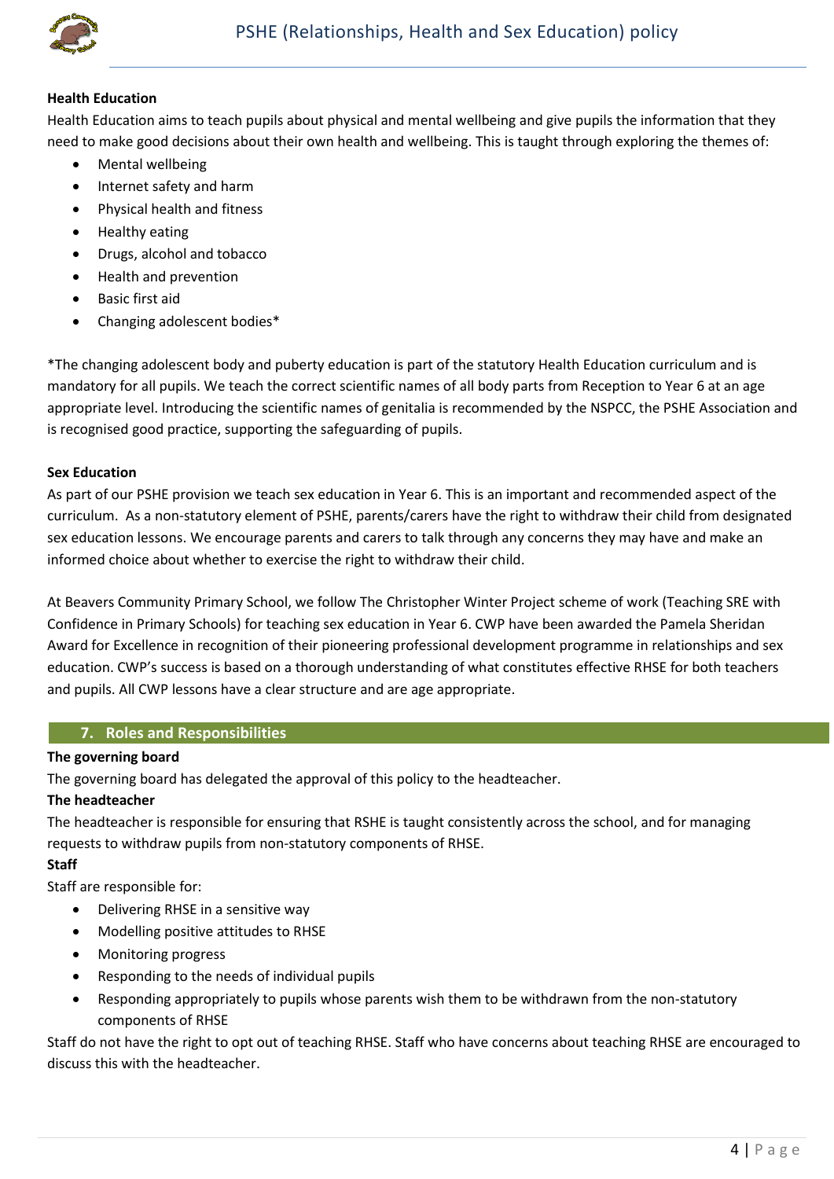**Health Education**

Health Education aims to teach pupils about physical and mental wellbeing and give pupils the information that they need to make good decisions about their own health and wellbeing. This is taught through exploring the themes of:

- Mental wellbeing
- Internet safety and harm
- Physical health and fitness
- Healthy eating
- Drugs, alcohol and tobacco
- Health and prevention
- Basic first aid
- Changing adolescent bodies*

*The changing adolescent body and puberty education is part of the statutory Health Education curriculum and is mandatory for all pupils. We teach the correct scientific names of all body parts from Reception to Year 6 at an age appropriate level. Introducing the scientific names of genitalia is recommended by the NSPCC, the PSHE Association and is recognised good practice, supporting the safeguarding of pupils.

**Sex Education**

As part of our PSHE provision we teach sex education in Year 6. This is an important and recommended aspect of the curriculum. As a non-statutory element of PSHE, parents/carers have the right to withdraw their child from designated sex education lessons. We encourage parents and carers to talk through any concerns they may have and make an informed choice about whether to exercise the right to withdraw their child.

At Beavers Community Primary School, we follow The Christopher Winter Project scheme of work (Teaching SRE with Confidence in Primary Schools) for teaching sex education in Year 6. CWP have been awarded the Pamela Sheridan Award for Excellence in recognition of their pioneering professional development programme in relationships and sex education. CWP's success is based on a thorough understanding of what constitutes effective RHSE for both teachers and pupils. All CWP lessons have a clear structure and are age appropriate.

## 7. Roles and Responsibilities

**The governing board**

The governing board has delegated the approval of this policy to the headteacher.

**The headteacher**

The headteacher is responsible for ensuring that RSHE is taught consistently across the school, and for managing requests to withdraw pupils from non-statutory components of RHSE.

**Staff**

Staff are responsible for:

- Delivering RHSE in a sensitive way
- Modelling positive attitudes to RHSE
- Monitoring progress
- Responding to the needs of individual pupils
- Responding appropriately to pupils whose parents wish them to be withdrawn from the non-statutory components of RHSE

Staff do not have the right to opt out of teaching RHSE. Staff who have concerns about teaching RHSE are encouraged to discuss this with the headteacher.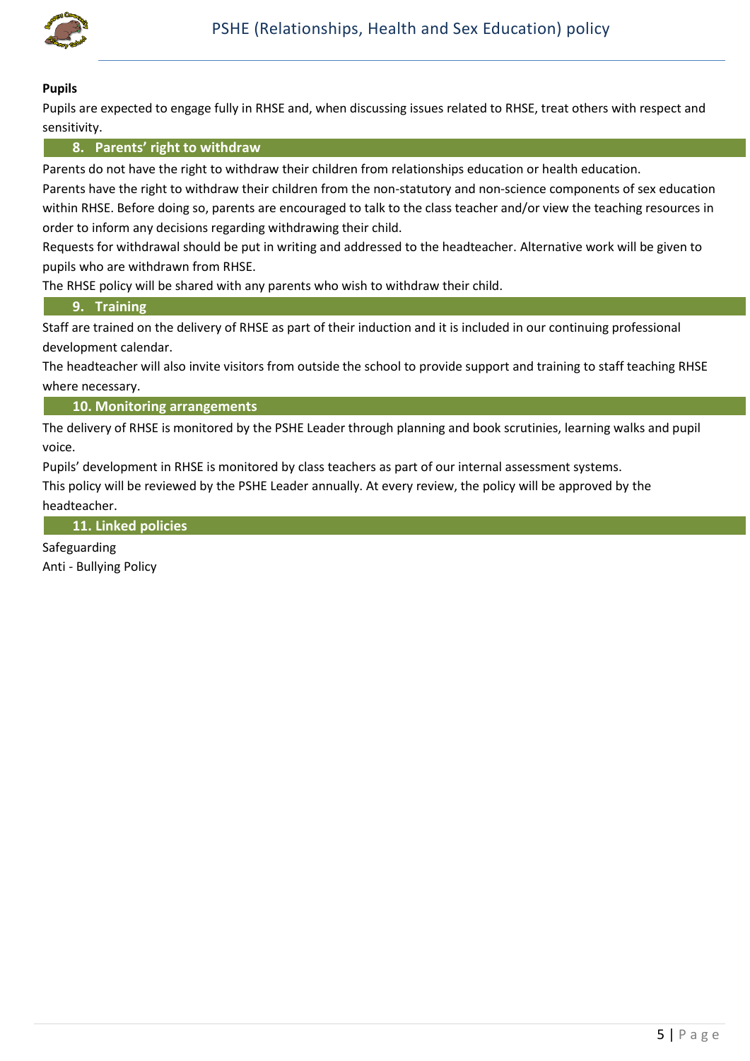**Pupils**

Pupils are expected to engage fully in RHSE and, when discussing issues related to RHSE, treat others with respect and sensitivity.

## 8. Parents' right to withdraw

Parents do not have the right to withdraw their children from relationships education or health education.

Parents have the right to withdraw their children from the non-statutory and non-science components of sex education within RHSE. Before doing so, parents are encouraged to talk to the class teacher and/or view the teaching resources in order to inform any decisions regarding withdrawing their child.

Requests for withdrawal should be put in writing and addressed to the headteacher. Alternative work will be given to pupils who are withdrawn from RHSE.

The RHSE policy will be shared with any parents who wish to withdraw their child.

## 9. Training

Staff are trained on the delivery of RHSE as part of their induction and it is included in our continuing professional development calendar.

The headteacher will also invite visitors from outside the school to provide support and training to staff teaching RHSE where necessary.

## 10. Monitoring arrangements

The delivery of RHSE is monitored by the PSHE Leader through planning and book scrutinies, learning walks and pupil voice.

Pupils' development in RHSE is monitored by class teachers as part of our internal assessment systems.

This policy will be reviewed by the PSHE Leader annually. At every review, the policy will be approved by the headteacher.

## 11. Linked policies

Safeguarding

Anti - Bullying Policy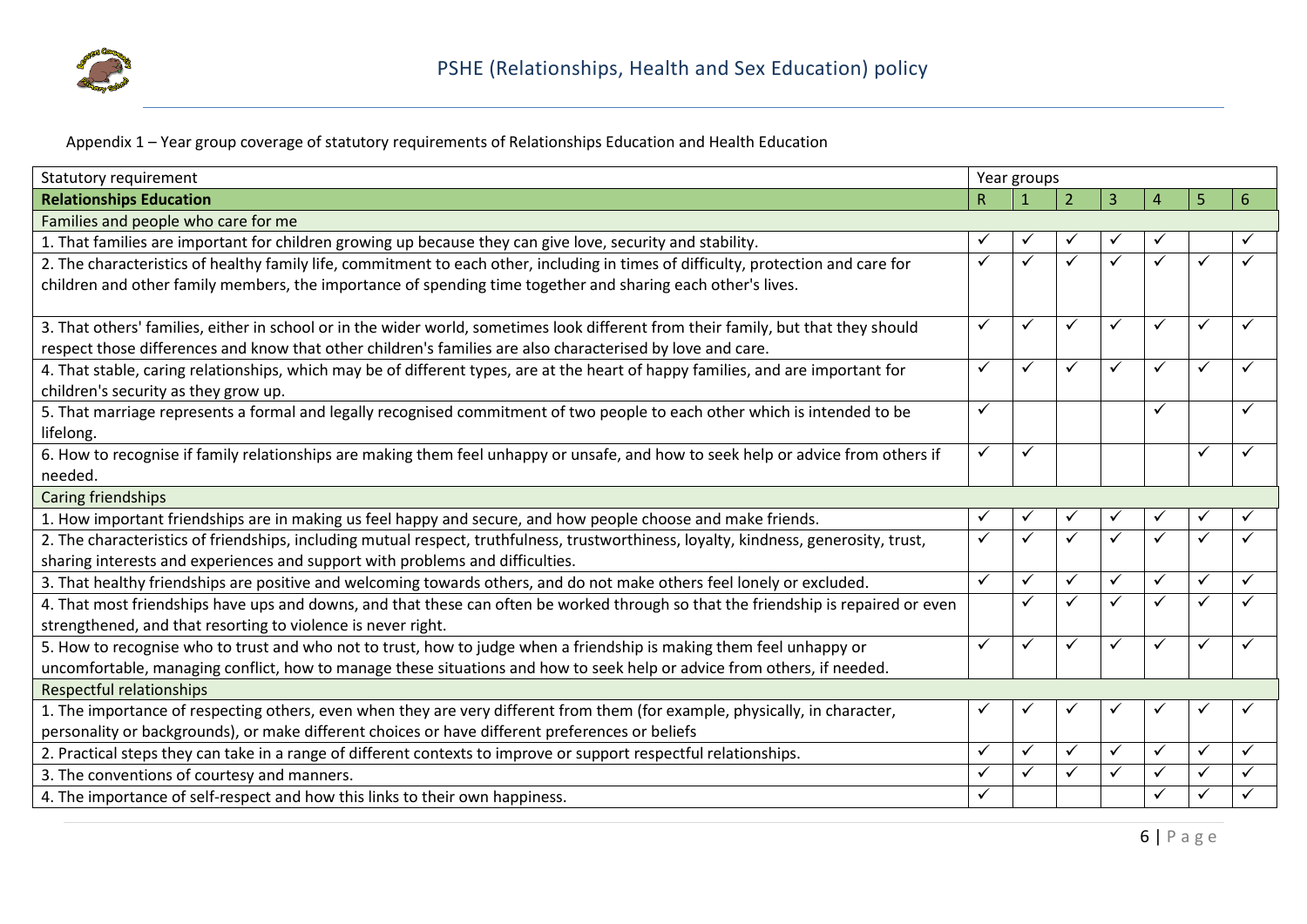Appendix 1 – Year group coverage of statutory requirements of Relationships Education and Health Education

| Statutory requirement | Year groups | | | | | | |
|---|---|---|---|---|---|---|---|
| **Relationships Education** | R | 1 | 2 | 3 | 4 | 5 | 6 |
| Families and people who care for me | | | | | | | |
| 1. That families are important for children growing up because they can give love, security and stability. | ✓ | ✓ | ✓ | ✓ | ✓ | | ✓ |
| 2. The characteristics of healthy family life, commitment to each other, including in times of difficulty, protection and care for children and other family members, the importance of spending time together and sharing each other's lives. | ✓ | ✓ | ✓ | ✓ | ✓ | ✓ | ✓ |
| 3. That others' families, either in school or in the wider world, sometimes look different from their family, but that they should respect those differences and know that other children's families are also characterised by love and care. | ✓ | ✓ | ✓ | ✓ | ✓ | ✓ | ✓ |
| 4. That stable, caring relationships, which may be of different types, are at the heart of happy families, and are important for children's security as they grow up. | ✓ | ✓ | ✓ | ✓ | ✓ | ✓ | ✓ |
| 5. That marriage represents a formal and legally recognised commitment of two people to each other which is intended to be lifelong. | ✓ | | | | ✓ | | ✓ |
| 6. How to recognise if family relationships are making them feel unhappy or unsafe, and how to seek help or advice from others if needed. | ✓ | ✓ | | | | ✓ | ✓ |
| Caring friendships | | | | | | | |
| 1. How important friendships are in making us feel happy and secure, and how people choose and make friends. | ✓ | ✓ | ✓ | ✓ | ✓ | ✓ | ✓ |
| 2. The characteristics of friendships, including mutual respect, truthfulness, trustworthiness, loyalty, kindness, generosity, trust, sharing interests and experiences and support with problems and difficulties. | ✓ | ✓ | ✓ | ✓ | ✓ | ✓ | ✓ |
| 3. That healthy friendships are positive and welcoming towards others, and do not make others feel lonely or excluded. | ✓ | ✓ | ✓ | ✓ | ✓ | ✓ | ✓ |
| 4. That most friendships have ups and downs, and that these can often be worked through so that the friendship is repaired or even strengthened, and that resorting to violence is never right. | | ✓ | ✓ | ✓ | ✓ | ✓ | ✓ |
| 5. How to recognise who to trust and who not to trust, how to judge when a friendship is making them feel unhappy or uncomfortable, managing conflict, how to manage these situations and how to seek help or advice from others, if needed. | ✓ | ✓ | ✓ | ✓ | ✓ | ✓ | ✓ |
| Respectful relationships | | | | | | | |
| 1. The importance of respecting others, even when they are very different from them (for example, physically, in character, personality or backgrounds), or make different choices or have different preferences or beliefs | ✓ | ✓ | ✓ | ✓ | ✓ | ✓ | ✓ |
| 2. Practical steps they can take in a range of different contexts to improve or support respectful relationships. | ✓ | ✓ | ✓ | ✓ | ✓ | ✓ | ✓ |
| 3. The conventions of courtesy and manners. | ✓ | ✓ | ✓ | ✓ | ✓ | ✓ | ✓ |
| 4. The importance of self-respect and how this links to their own happiness. | ✓ | | | | ✓ | ✓ | ✓ |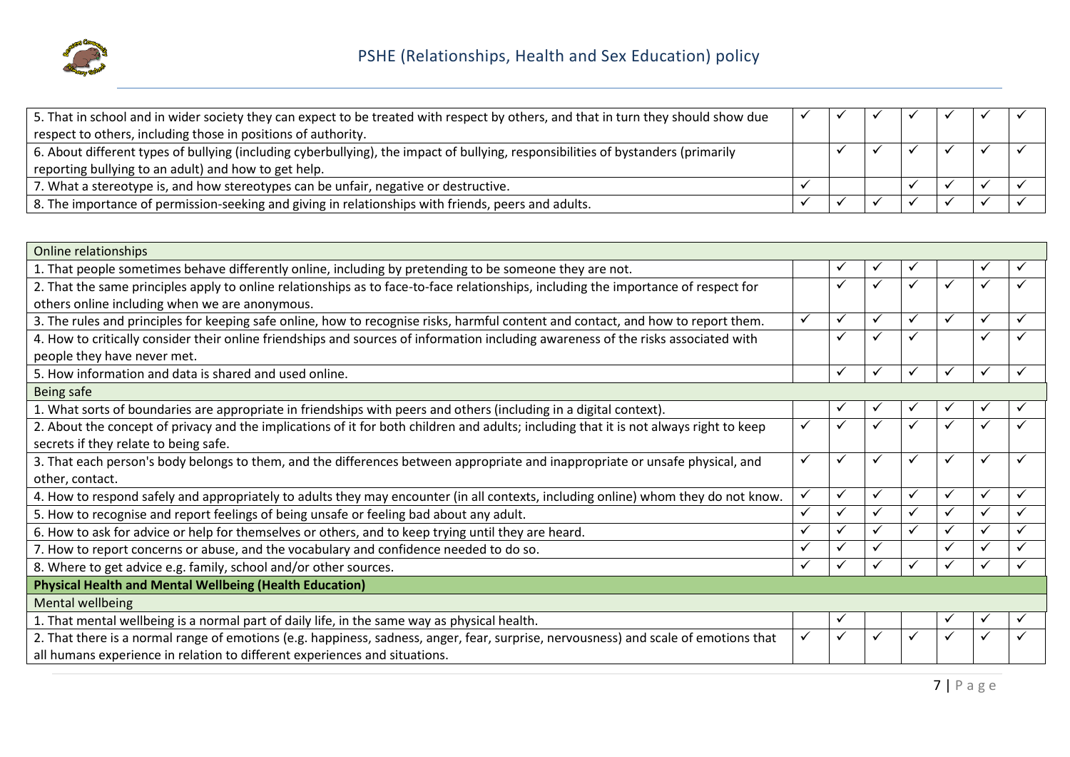| | | | | | | | |
|---|---|---|---|---|---|---|---|
| 5. That in school and in wider society they can expect to be treated with respect by others, and that in turn they should show due respect to others, including those in positions of authority. | ✓ | ✓ | ✓ | ✓ | ✓ | ✓ | ✓ |
| 6. About different types of bullying (including cyberbullying), the impact of bullying, responsibilities of bystanders (primarily reporting bullying to an adult) and how to get help. | | ✓ | ✓ | ✓ | ✓ | ✓ | ✓ |
| 7. What a stereotype is, and how stereotypes can be unfair, negative or destructive. | ✓ | | | ✓ | ✓ | ✓ | ✓ |
| 8. The importance of permission-seeking and giving in relationships with friends, peers and adults. | ✓ | ✓ | ✓ | ✓ | ✓ | ✓ | ✓ |

| Online relationships | | | | | | | |
|---|---|---|---|---|---|---|---|
| 1. That people sometimes behave differently online, including by pretending to be someone they are not. | | ✓ | ✓ | ✓ | | ✓ | ✓ |
| 2. That the same principles apply to online relationships as to face-to-face relationships, including the importance of respect for others online including when we are anonymous. | | ✓ | ✓ | ✓ | ✓ | ✓ | ✓ |
| 3. The rules and principles for keeping safe online, how to recognise risks, harmful content and contact, and how to report them. | ✓ | ✓ | ✓ | ✓ | ✓ | ✓ | ✓ |
| 4. How to critically consider their online friendships and sources of information including awareness of the risks associated with people they have never met. | | ✓ | ✓ | ✓ | | ✓ | ✓ |
| 5. How information and data is shared and used online. | | ✓ | ✓ | ✓ | ✓ | ✓ | ✓ |
| Being safe | | | | | | | |
| 1. What sorts of boundaries are appropriate in friendships with peers and others (including in a digital context). | | ✓ | ✓ | ✓ | ✓ | ✓ | ✓ |
| 2. About the concept of privacy and the implications of it for both children and adults; including that it is not always right to keep secrets if they relate to being safe. | ✓ | ✓ | ✓ | ✓ | ✓ | ✓ | ✓ |
| 3. That each person's body belongs to them, and the differences between appropriate and inappropriate or unsafe physical, and other, contact. | ✓ | ✓ | ✓ | ✓ | ✓ | ✓ | ✓ |
| 4. How to respond safely and appropriately to adults they may encounter (in all contexts, including online) whom they do not know. | ✓ | ✓ | ✓ | ✓ | ✓ | ✓ | ✓ |
| 5. How to recognise and report feelings of being unsafe or feeling bad about any adult. | ✓ | ✓ | ✓ | ✓ | ✓ | ✓ | ✓ |
| 6. How to ask for advice or help for themselves or others, and to keep trying until they are heard. | ✓ | ✓ | ✓ | ✓ | ✓ | ✓ | ✓ |
| 7. How to report concerns or abuse, and the vocabulary and confidence needed to do so. | ✓ | ✓ | ✓ | | ✓ | ✓ | ✓ |
| 8. Where to get advice e.g. family, school and/or other sources. | ✓ | ✓ | ✓ | ✓ | ✓ | ✓ | ✓ |
| **Physical Health and Mental Wellbeing (Health Education)** | | | | | | | |
| Mental wellbeing | | | | | | | |
| 1. That mental wellbeing is a normal part of daily life, in the same way as physical health. | | ✓ | | | ✓ | ✓ | ✓ |
| 2. That there is a normal range of emotions (e.g. happiness, sadness, anger, fear, surprise, nervousness) and scale of emotions that all humans experience in relation to different experiences and situations. | ✓ | ✓ | ✓ | ✓ | ✓ | ✓ | ✓ |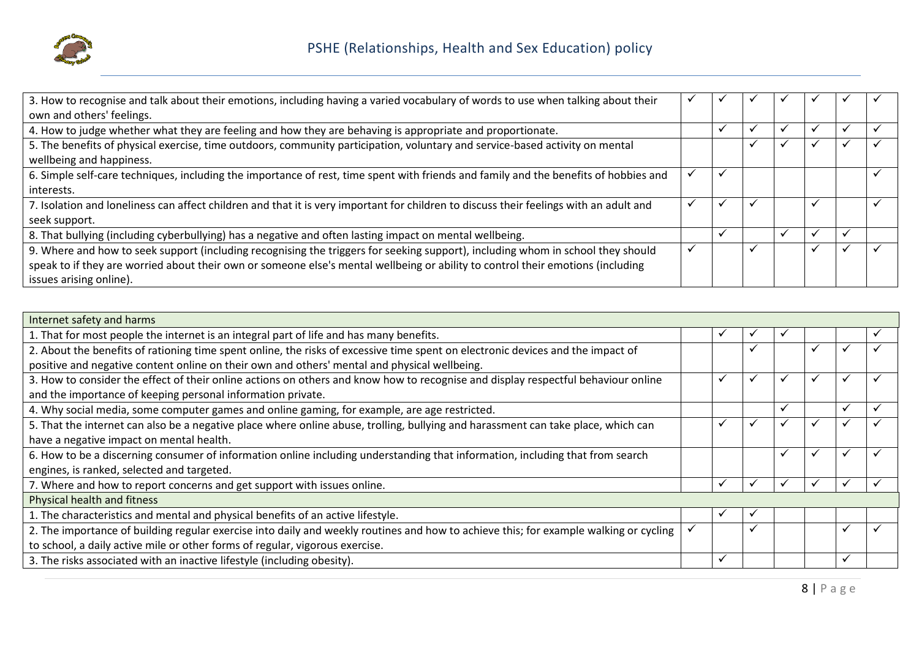| | | | | | | | |
|---|---|---|---|---|---|---|---|
| 3. How to recognise and talk about their emotions, including having a varied vocabulary of words to use when talking about their own and others' feelings. | ✓ | ✓ | ✓ | ✓ | ✓ | ✓ | ✓ |
| 4. How to judge whether what they are feeling and how they are behaving is appropriate and proportionate. | | ✓ | ✓ | ✓ | ✓ | ✓ | ✓ |
| 5. The benefits of physical exercise, time outdoors, community participation, voluntary and service-based activity on mental wellbeing and happiness. | | | ✓ | ✓ | ✓ | ✓ | ✓ |
| 6. Simple self-care techniques, including the importance of rest, time spent with friends and family and the benefits of hobbies and interests. | ✓ | ✓ | | | | | ✓ |
| 7. Isolation and loneliness can affect children and that it is very important for children to discuss their feelings with an adult and seek support. | ✓ | ✓ | ✓ | | ✓ | | ✓ |
| 8. That bullying (including cyberbullying) has a negative and often lasting impact on mental wellbeing. | | ✓ | | ✓ | ✓ | ✓ | |
| 9. Where and how to seek support (including recognising the triggers for seeking support), including whom in school they should speak to if they are worried about their own or someone else's mental wellbeing or ability to control their emotions (including issues arising online). | ✓ | | ✓ | | ✓ | ✓ | ✓ |

| | | | | | | | |
|---|---|---|---|---|---|---|---|
| Internet safety and harms | | | | | | | |
| 1. That for most people the internet is an integral part of life and has many benefits. | | ✓ | ✓ | ✓ | | | ✓ |
| 2. About the benefits of rationing time spent online, the risks of excessive time spent on electronic devices and the impact of positive and negative content online on their own and others' mental and physical wellbeing. | | | ✓ | | ✓ | ✓ | ✓ |
| 3. How to consider the effect of their online actions on others and know how to recognise and display respectful behaviour online and the importance of keeping personal information private. | | ✓ | ✓ | ✓ | ✓ | ✓ | ✓ |
| 4. Why social media, some computer games and online gaming, for example, are age restricted. | | | | ✓ | | ✓ | ✓ |
| 5. That the internet can also be a negative place where online abuse, trolling, bullying and harassment can take place, which can have a negative impact on mental health. | | ✓ | ✓ | ✓ | ✓ | ✓ | ✓ |
| 6. How to be a discerning consumer of information online including understanding that information, including that from search engines, is ranked, selected and targeted. | | | | ✓ | ✓ | ✓ | ✓ |
| 7. Where and how to report concerns and get support with issues online. | | ✓ | ✓ | ✓ | ✓ | ✓ | ✓ |
| Physical health and fitness | | | | | | | |
| 1. The characteristics and mental and physical benefits of an active lifestyle. | | ✓ | ✓ | | | | |
| 2. The importance of building regular exercise into daily and weekly routines and how to achieve this; for example walking or cycling to school, a daily active mile or other forms of regular, vigorous exercise. | ✓ | | ✓ | | | ✓ | ✓ |
| 3. The risks associated with an inactive lifestyle (including obesity). | | ✓ | | | | ✓ | |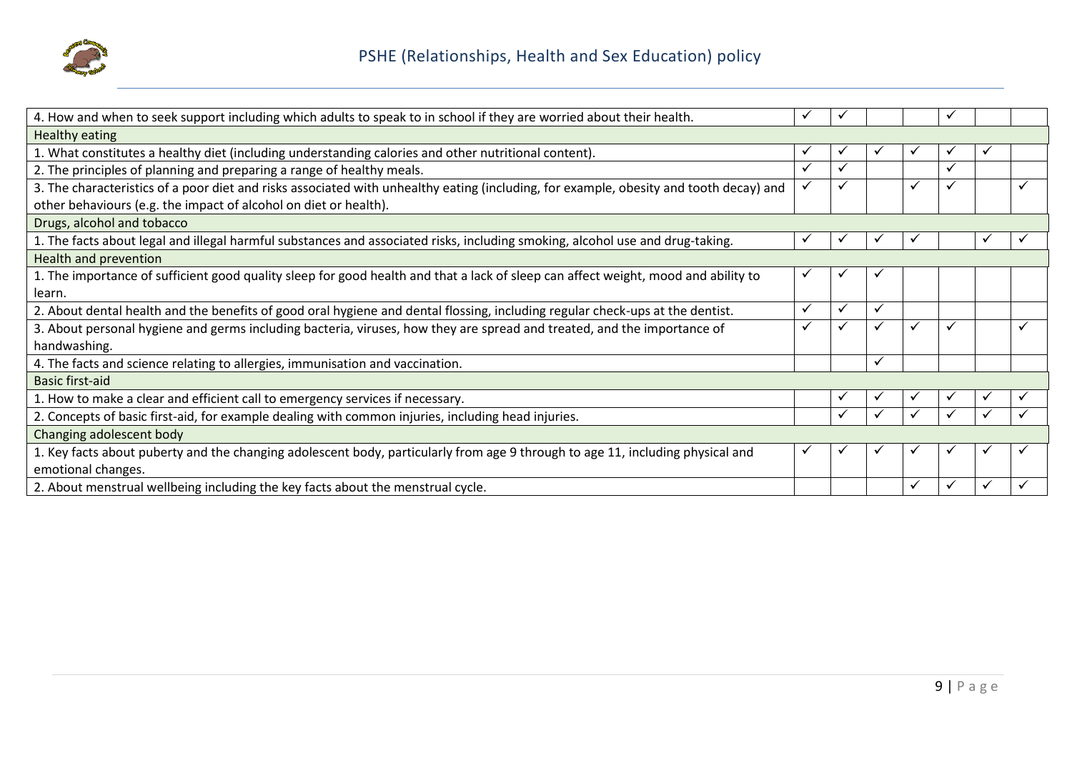| | | | | | | | |
|---|---|---|---|---|---|---|---|
| 4. How and when to seek support including which adults to speak to in school if they are worried about their health. | ✓ | ✓ | | | ✓ | | |
| Healthy eating | | | | | | | |
| 1. What constitutes a healthy diet (including understanding calories and other nutritional content). | ✓ | ✓ | ✓ | ✓ | ✓ | ✓ | |
| 2. The principles of planning and preparing a range of healthy meals. | ✓ | ✓ | | | ✓ | | |
| 3. The characteristics of a poor diet and risks associated with unhealthy eating (including, for example, obesity and tooth decay) and other behaviours (e.g. the impact of alcohol on diet or health). | ✓ | ✓ | | ✓ | ✓ | | ✓ |
| Drugs, alcohol and tobacco | | | | | | | |
| 1. The facts about legal and illegal harmful substances and associated risks, including smoking, alcohol use and drug-taking. | ✓ | ✓ | ✓ | ✓ | | ✓ | ✓ |
| Health and prevention | | | | | | | |
| 1. The importance of sufficient good quality sleep for good health and that a lack of sleep can affect weight, mood and ability to learn. | ✓ | ✓ | ✓ | | | | |
| 2. About dental health and the benefits of good oral hygiene and dental flossing, including regular check-ups at the dentist. | ✓ | ✓ | ✓ | | | | |
| 3. About personal hygiene and germs including bacteria, viruses, how they are spread and treated, and the importance of handwashing. | ✓ | ✓ | ✓ | ✓ | ✓ | | ✓ |
| 4. The facts and science relating to allergies, immunisation and vaccination. | | | ✓ | | | | |
| Basic first-aid | | | | | | | |
| 1. How to make a clear and efficient call to emergency services if necessary. | | ✓ | ✓ | ✓ | ✓ | ✓ | ✓ |
| 2. Concepts of basic first-aid, for example dealing with common injuries, including head injuries. | | ✓ | ✓ | ✓ | ✓ | ✓ | ✓ |
| Changing adolescent body | | | | | | | |
| 1. Key facts about puberty and the changing adolescent body, particularly from age 9 through to age 11, including physical and emotional changes. | ✓ | ✓ | ✓ | ✓ | ✓ | ✓ | ✓ |
| 2. About menstrual wellbeing including the key facts about the menstrual cycle. | | | | ✓ | ✓ | ✓ | ✓ |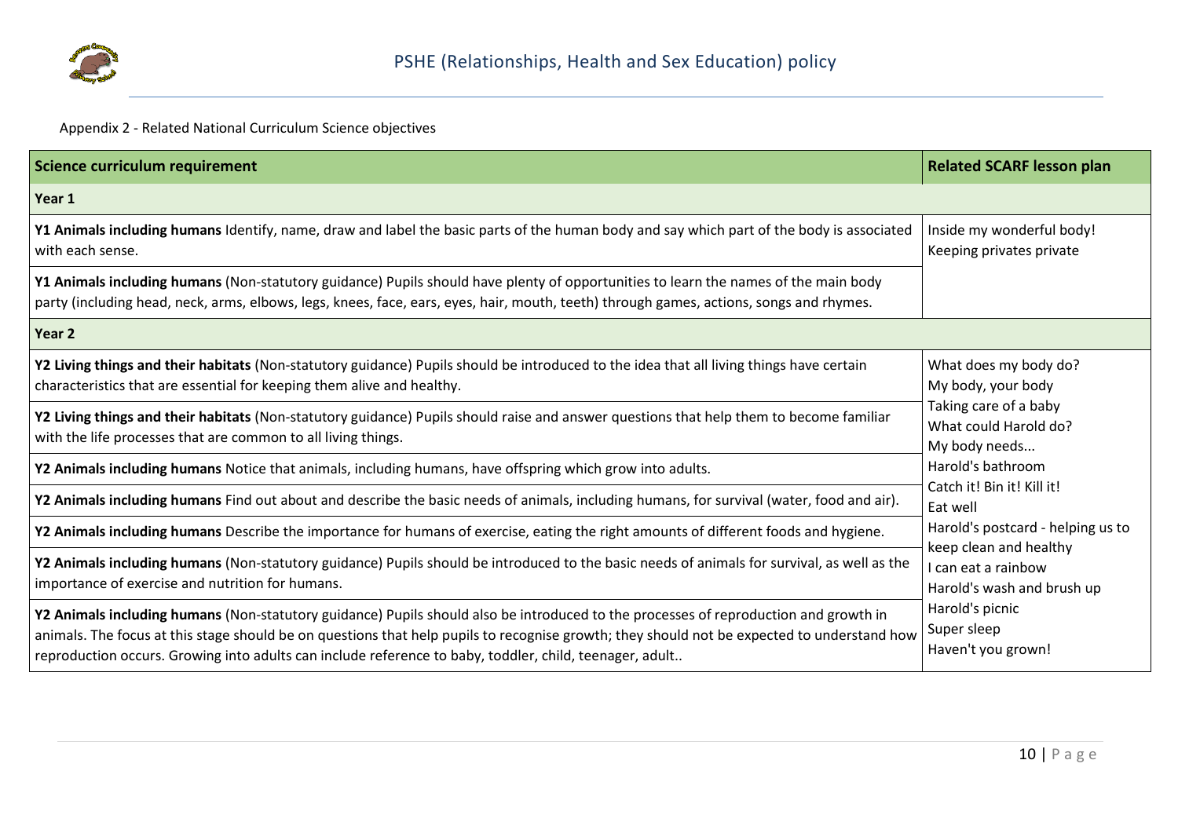Appendix 2 - Related National Curriculum Science objectives

| Science curriculum requirement | Related SCARF lesson plan |
| --- | --- |
| **Year 1** | |
| **Y1 Animals including humans** Identify, name, draw and label the basic parts of the human body and say which part of the body is associated with each sense. | Inside my wonderful body!<br>Keeping privates private |
| **Y1 Animals including humans** (Non-statutory guidance) Pupils should have plenty of opportunities to learn the names of the main body party (including head, neck, arms, elbows, legs, knees, face, ears, eyes, hair, mouth, teeth) through games, actions, songs and rhymes. | |
| **Year 2** | |
| **Y2 Living things and their habitats** (Non-statutory guidance) Pupils should be introduced to the idea that all living things have certain characteristics that are essential for keeping them alive and healthy. | What does my body do?<br>My body, your body<br>Taking care of a baby<br>What could Harold do?<br>My body needs...<br>Harold's bathroom<br>Catch it! Bin it! Kill it!<br>Eat well<br>Harold's postcard - helping us to keep clean and healthy<br>I can eat a rainbow<br>Harold's wash and brush up<br>Harold's picnic<br>Super sleep<br>Haven't you grown! |
| **Y2 Living things and their habitats** (Non-statutory guidance) Pupils should raise and answer questions that help them to become familiar with the life processes that are common to all living things. | |
| **Y2 Animals including humans** Notice that animals, including humans, have offspring which grow into adults. | |
| **Y2 Animals including humans** Find out about and describe the basic needs of animals, including humans, for survival (water, food and air). | |
| **Y2 Animals including humans** Describe the importance for humans of exercise, eating the right amounts of different foods and hygiene. | |
| **Y2 Animals including humans** (Non-statutory guidance) Pupils should be introduced to the basic needs of animals for survival, as well as the importance of exercise and nutrition for humans. | |
| **Y2 Animals including humans** (Non-statutory guidance) Pupils should also be introduced to the processes of reproduction and growth in animals. The focus at this stage should be on questions that help pupils to recognise growth; they should not be expected to understand how reproduction occurs. Growing into adults can include reference to baby, toddler, child, teenager, adult.. | |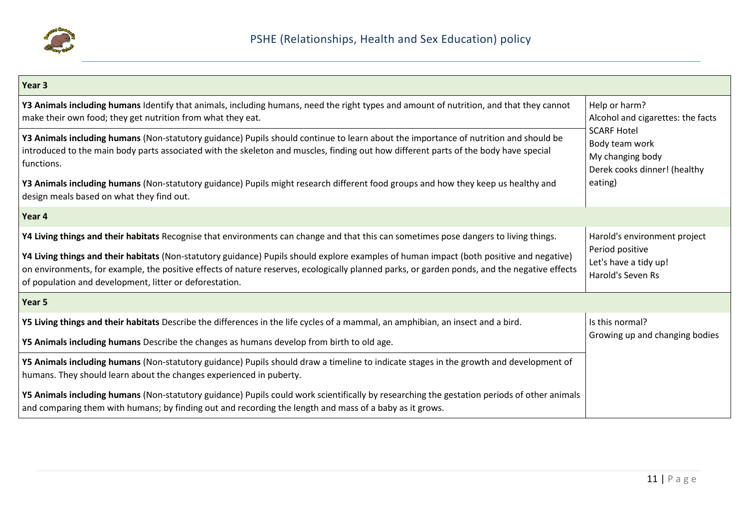| Year 3 | |
|---|---|
| **Y3 Animals including humans** Identify that animals, including humans, need the right types and amount of nutrition, and that they cannot make their own food; they get nutrition from what they eat.<br><br>**Y3 Animals including humans** (Non-statutory guidance) Pupils should continue to learn about the importance of nutrition and should be introduced to the main body parts associated with the skeleton and muscles, finding out how different parts of the body have special functions.<br><br>**Y3 Animals including humans** (Non-statutory guidance) Pupils might research different food groups and how they keep us healthy and design meals based on what they find out. | Help or harm?<br>Alcohol and cigarettes: the facts<br>SCARF Hotel<br>Body team work<br>My changing body<br>Derek cooks dinner! (healthy eating) |
| **Year 4** | |
| **Y4 Living things and their habitats** Recognise that environments can change and that this can sometimes pose dangers to living things.<br><br>**Y4 Living things and their habitats** (Non-statutory guidance) Pupils should explore examples of human impact (both positive and negative) on environments, for example, the positive effects of nature reserves, ecologically planned parks, or garden ponds, and the negative effects of population and development, litter or deforestation. | Harold's environment project<br>Period positive<br>Let's have a tidy up!<br>Harold's Seven Rs |
| **Year 5** | |
| **Y5 Living things and their habitats** Describe the differences in the life cycles of a mammal, an amphibian, an insect and a bird.<br><br>**Y5 Animals including humans** Describe the changes as humans develop from birth to old age.<br><br>**Y5 Animals including humans** (Non-statutory guidance) Pupils should draw a timeline to indicate stages in the growth and development of humans. They should learn about the changes experienced in puberty.<br><br>**Y5 Animals including humans** (Non-statutory guidance) Pupils could work scientifically by researching the gestation periods of other animals and comparing them with humans; by finding out and recording the length and mass of a baby as it grows. | Is this normal?<br>Growing up and changing bodies |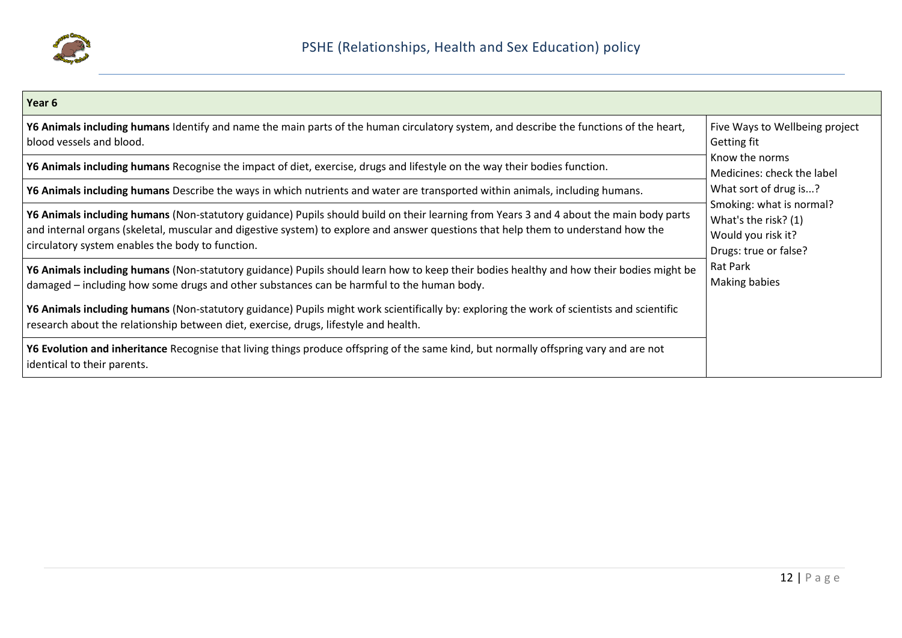| Year 6 | |
|---|---|
| **Y6 Animals including humans** Identify and name the main parts of the human circulatory system, and describe the functions of the heart, blood vessels and blood. | Five Ways to Wellbeing project<br>Getting fit<br>Know the norms<br>Medicines: check the label<br>What sort of drug is...?<br>Smoking: what is normal?<br>What's the risk? (1)<br>Would you risk it?<br>Drugs: true or false?<br>Rat Park<br>Making babies |
| **Y6 Animals including humans** Recognise the impact of diet, exercise, drugs and lifestyle on the way their bodies function. | |
| **Y6 Animals including humans** Describe the ways in which nutrients and water are transported within animals, including humans. | |
| **Y6 Animals including humans** (Non-statutory guidance) Pupils should build on their learning from Years 3 and 4 about the main body parts and internal organs (skeletal, muscular and digestive system) to explore and answer questions that help them to understand how the circulatory system enables the body to function. | |
| **Y6 Animals including humans** (Non-statutory guidance) Pupils should learn how to keep their bodies healthy and how their bodies might be damaged – including how some drugs and other substances can be harmful to the human body.<br><br>**Y6 Animals including humans** (Non-statutory guidance) Pupils might work scientifically by: exploring the work of scientists and scientific research about the relationship between diet, exercise, drugs, lifestyle and health. | |
| **Y6 Evolution and inheritance** Recognise that living things produce offspring of the same kind, but normally offspring vary and are not identical to their parents. | |